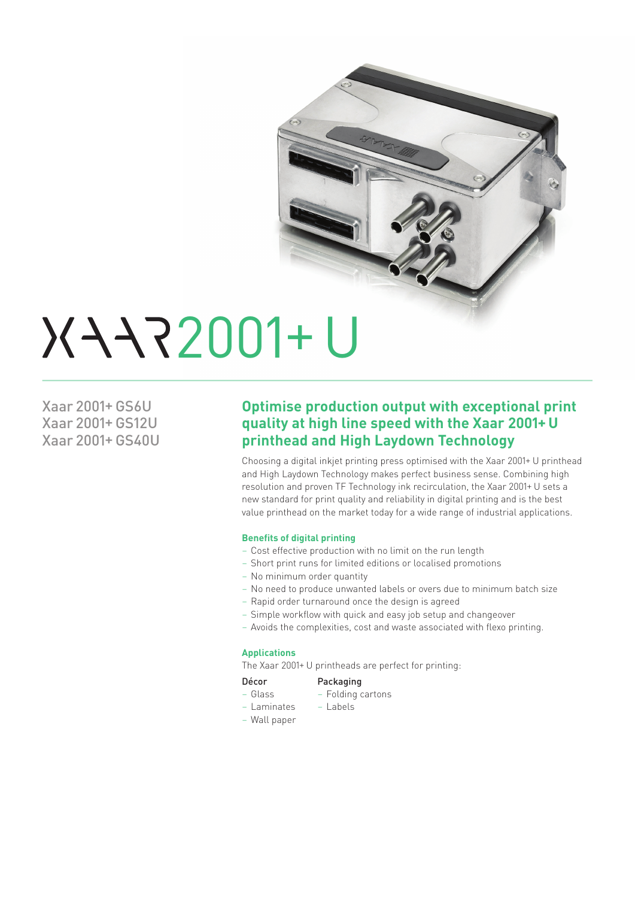# XAAR 2001+ U

Xaar 2001+ GS6U
Xaar 2001+ GS12U
Xaar 2001+ GS40U

## Optimise production output with exceptional print quality at high line speed with the Xaar 2001+ U printhead and High Laydown Technology

Choosing a digital inkjet printing press optimised with the Xaar 2001+ U printhead and High Laydown Technology makes perfect business sense. Combining high resolution and proven TF Technology ink recirculation, the Xaar 2001+ U sets a new standard for print quality and reliability in digital printing and is the best value printhead on the market today for a wide range of industrial applications.

### Benefits of digital printing

- Cost effective production with no limit on the run length
- Short print runs for limited editions or localised promotions
- No minimum order quantity
- No need to produce unwanted labels or overs due to minimum batch size
- Rapid order turnaround once the design is agreed
- Simple workflow with quick and easy job setup and changeover
- Avoids the complexities, cost and waste associated with flexo printing.

### Applications

The Xaar 2001+ U printheads are perfect for printing:

**Décor**
- Glass
- Laminates
- Wall paper

**Packaging**
- Folding cartons
- Labels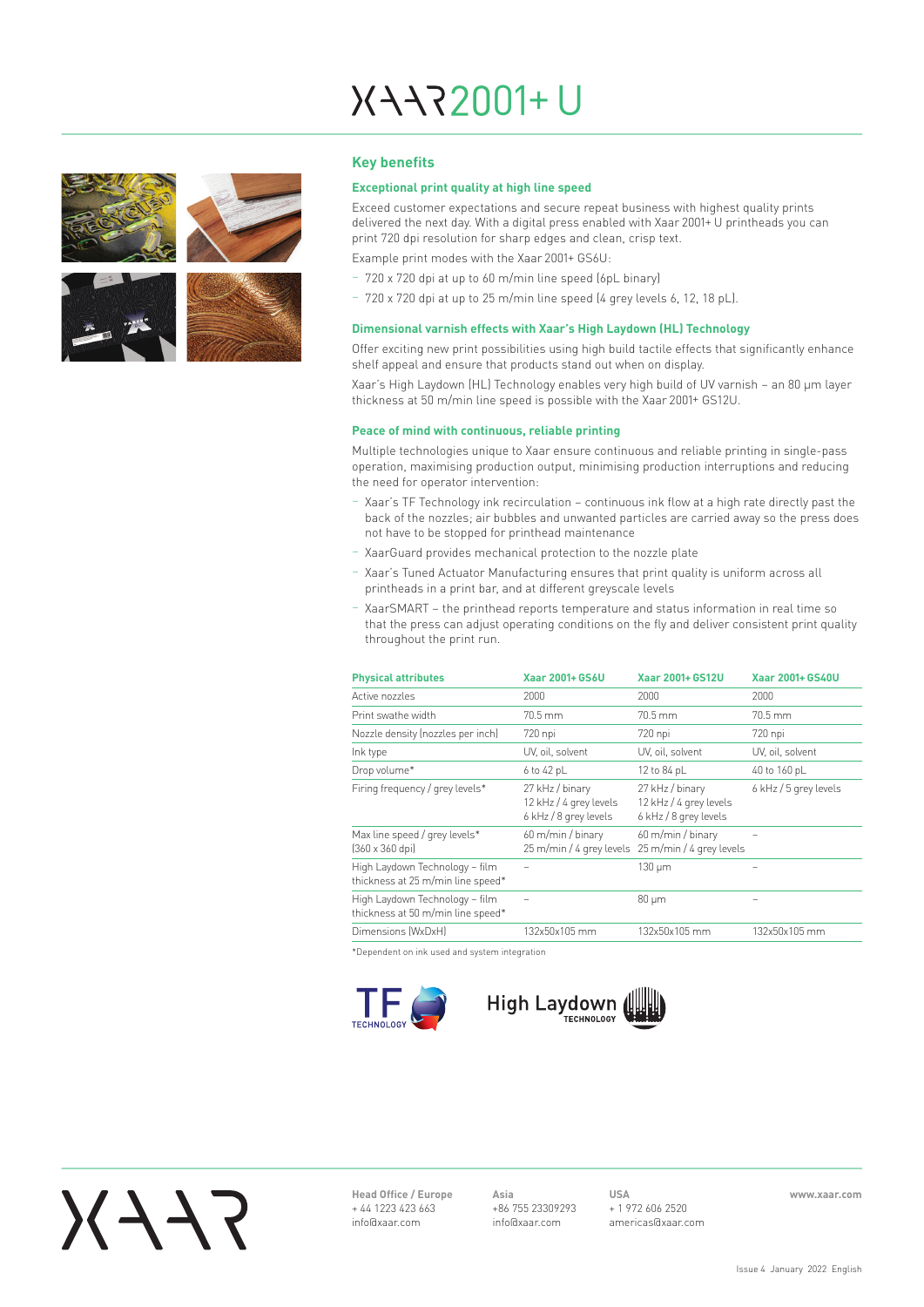# XAAR 2001+ U

## Key benefits

### Exceptional print quality at high line speed

Exceed customer expectations and secure repeat business with highest quality prints delivered the next day. With a digital press enabled with Xaar 2001+ U printheads you can print 720 dpi resolution for sharp edges and clean, crisp text.

Example print modes with the Xaar 2001+ GS6U:

- 720 x 720 dpi at up to 60 m/min line speed (6pL binary)
- 720 x 720 dpi at up to 25 m/min line speed (4 grey levels 6, 12, 18 pL).

### Dimensional varnish effects with Xaar's High Laydown (HL) Technology

Offer exciting new print possibilities using high build tactile effects that significantly enhance shelf appeal and ensure that products stand out when on display.

Xaar's High Laydown (HL) Technology enables very high build of UV varnish – an 80 µm layer thickness at 50 m/min line speed is possible with the Xaar 2001+ GS12U.

### Peace of mind with continuous, reliable printing

Multiple technologies unique to Xaar ensure continuous and reliable printing in single-pass operation, maximising production output, minimising production interruptions and reducing the need for operator intervention:

- Xaar's TF Technology ink recirculation – continuous ink flow at a high rate directly past the back of the nozzles; air bubbles and unwanted particles are carried away so the press does not have to be stopped for printhead maintenance
- XaarGuard provides mechanical protection to the nozzle plate
- Xaar's Tuned Actuator Manufacturing ensures that print quality is uniform across all printheads in a print bar, and at different greyscale levels
- XaarSMART – the printhead reports temperature and status information in real time so that the press can adjust operating conditions on the fly and deliver consistent print quality throughout the print run.

| Physical attributes | Xaar 2001+ GS6U | Xaar 2001+ GS12U | Xaar 2001+ GS40U |
|---|---|---|---|
| Active nozzles | 2000 | 2000 | 2000 |
| Print swathe width | 70.5 mm | 70.5 mm | 70.5 mm |
| Nozzle density (nozzles per inch) | 720 npi | 720 npi | 720 npi |
| Ink type | UV, oil, solvent | UV, oil, solvent | UV, oil, solvent |
| Drop volume* | 6 to 42 pL | 12 to 84 pL | 40 to 160 pL |
| Firing frequency / grey levels* | 27 kHz / binary<br>12 kHz / 4 grey levels<br>6 kHz / 8 grey levels | 27 kHz / binary<br>12 kHz / 4 grey levels<br>6 kHz / 8 grey levels | 6 kHz / 5 grey levels |
| Max line speed / grey levels* (360 x 360 dpi) | 60 m/min / binary<br>25 m/min / 4 grey levels | 60 m/min / binary<br>25 m/min / 4 grey levels | – |
| High Laydown Technology – film thickness at 25 m/min line speed* | – | 130 µm | – |
| High Laydown Technology – film thickness at 50 m/min line speed* | – | 80 µm | – |
| Dimensions (WxDxH) | 132x50x105 mm | 132x50x105 mm | 132x50x105 mm |

*Dependent on ink used and system integration

TF TECHNOLOGY

High Laydown TECHNOLOGY

XAAR

**Head Office / Europe**
+ 44 1223 423 663
info@xaar.com

**Asia**
+86 755 23309293
info@xaar.com

**USA**
+ 1 972 606 2520
americas@xaar.com

**www.xaar.com**

Issue 4 January 2022 English